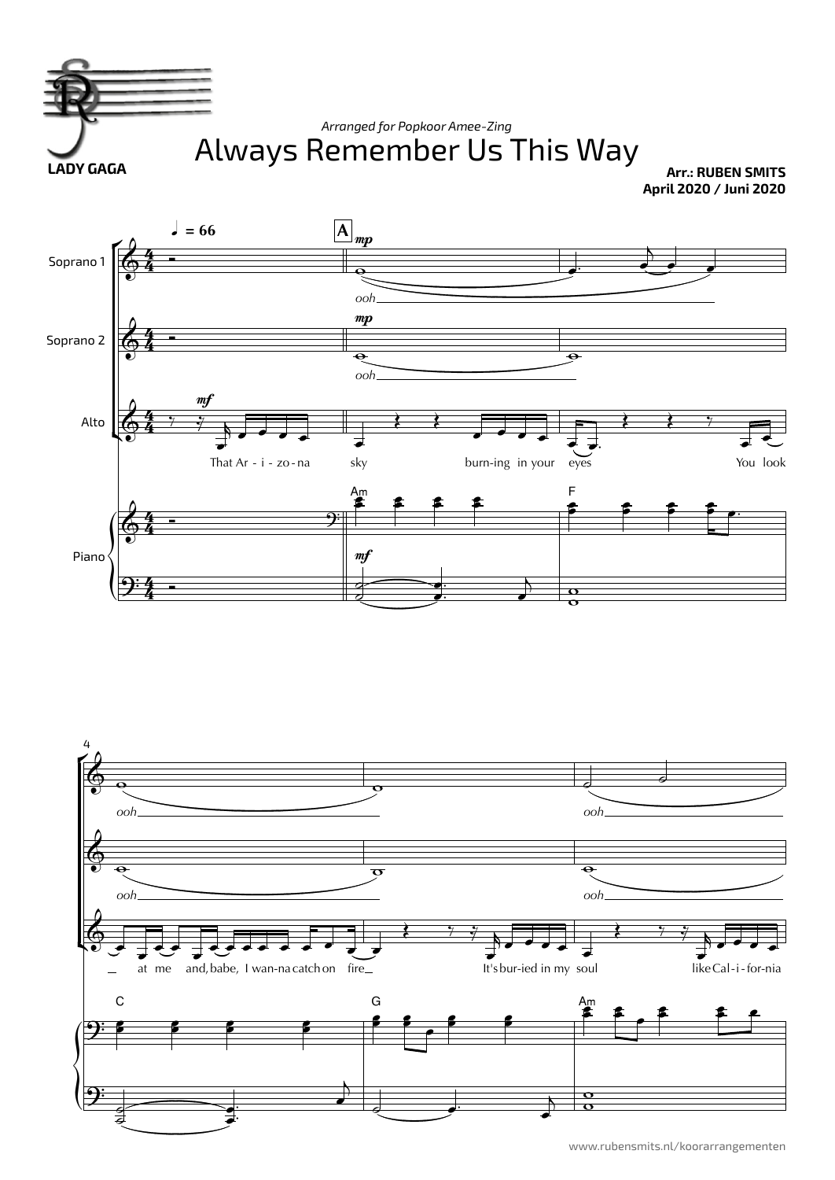LADY GAGA

*Arranged for Popkoor Amee-Zing*

# Always Remember Us This Way

**Arr.: RUBEN SMITS**
**April 2020 / Juni 2020**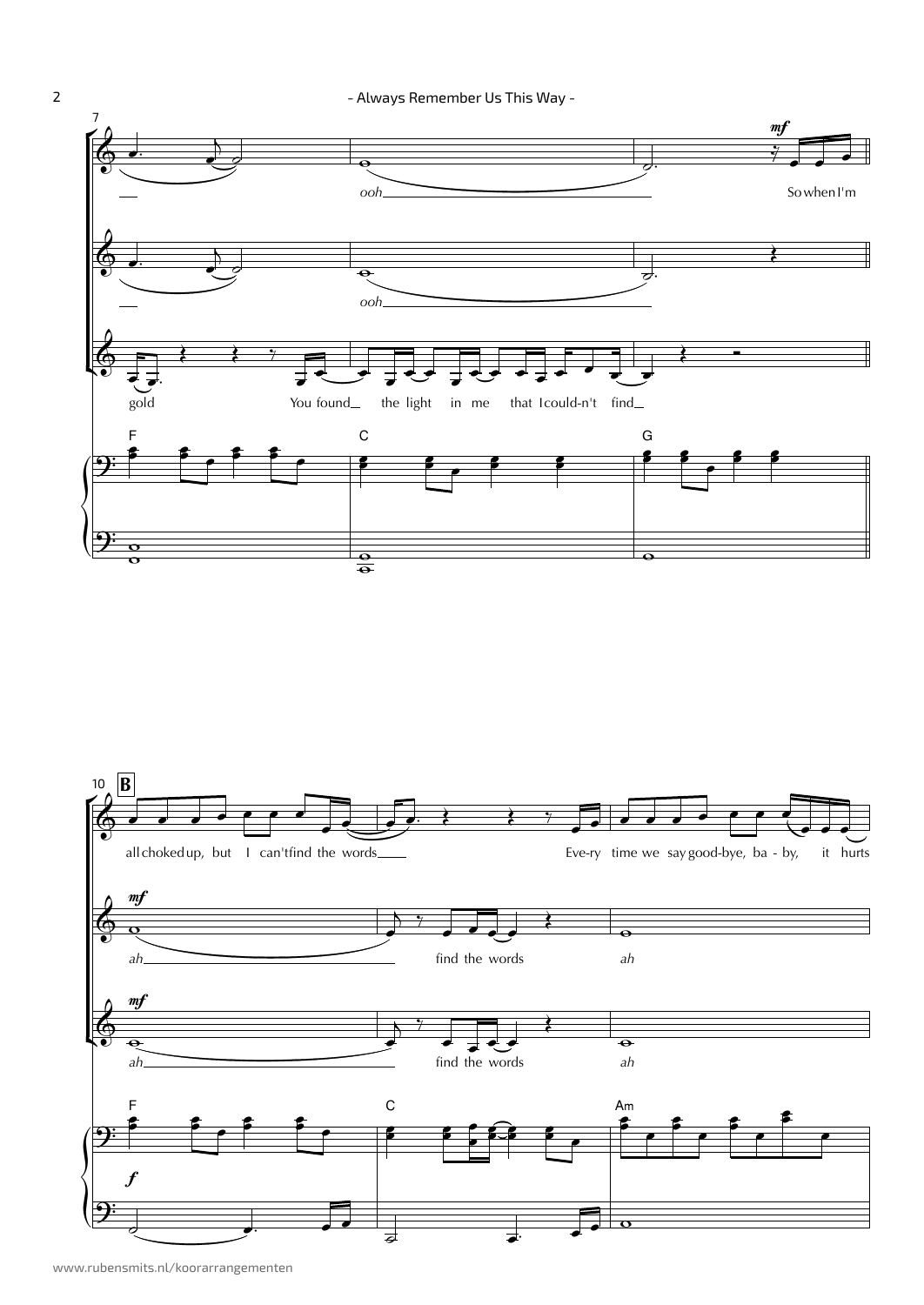7

*mf*

*ooh*

So when I'm

*ooh*

gold You found the light in me that I could-n't find

F C G

10 **B**

all choked up, but I can't find the words

Eve-ry time we say good-bye, ba - by, it hurts

*mf*

*ah* find the words *ah*

*mf*

*ah* find the words *ah*

F C Am

*f*

www.rubensmits.nl/koorarrangementen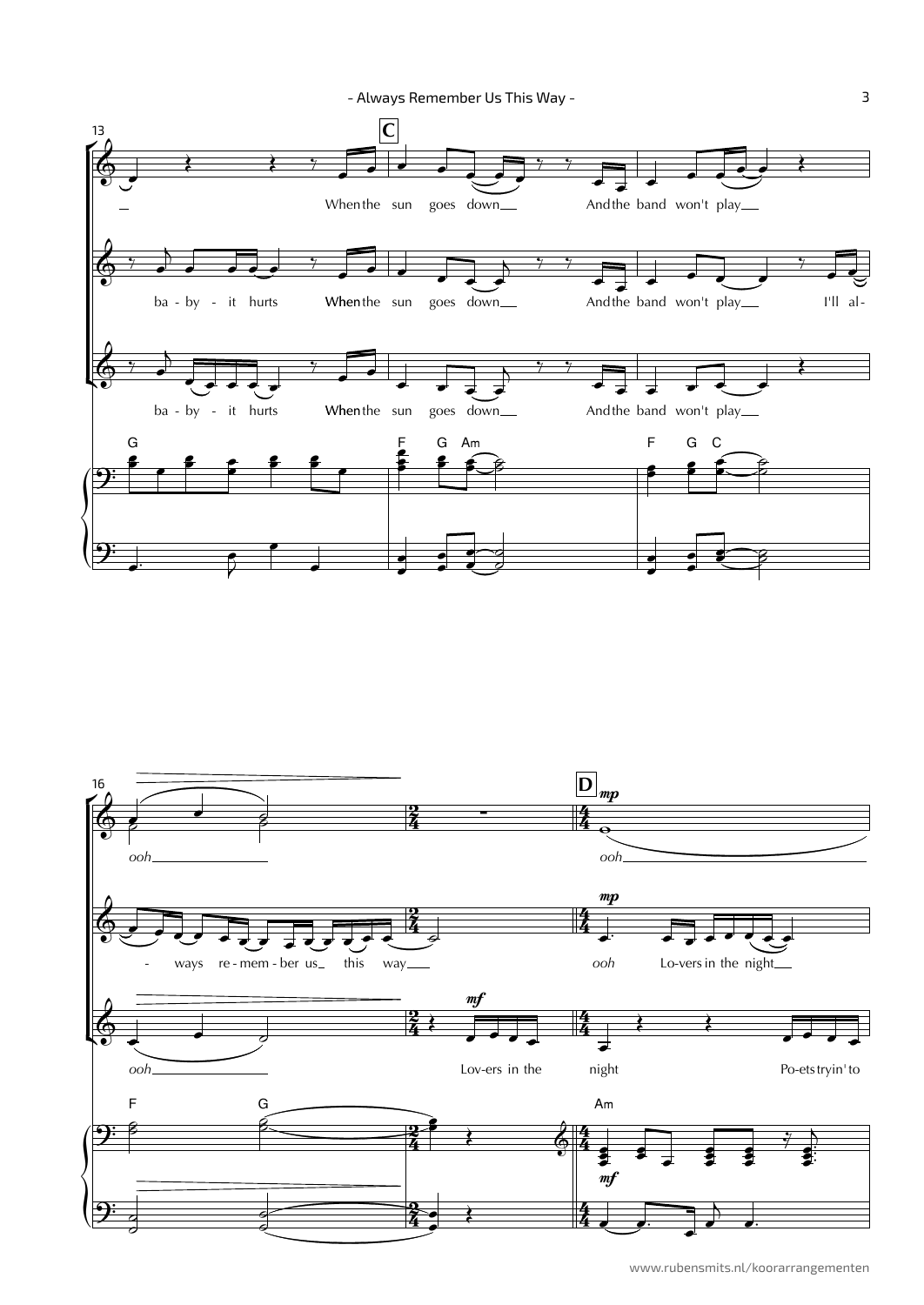13

**C**

When the sun goes down___ And the band won't play___

ba - by - it hurts When the sun goes down___ And the band won't play___ I'll al-

ba - by - it hurts When the sun goes down___ And the band won't play___

G F G Am F G C

16

*ooh*___

- ways re - mem - ber us_ this way___

*ooh*___

F G

**D** *mp*

*ooh*___

*mp*

*ooh* Lo-vers in the night___

*mf*

Lov-ers in the night Po-ets tryin' to

Am

*mf*